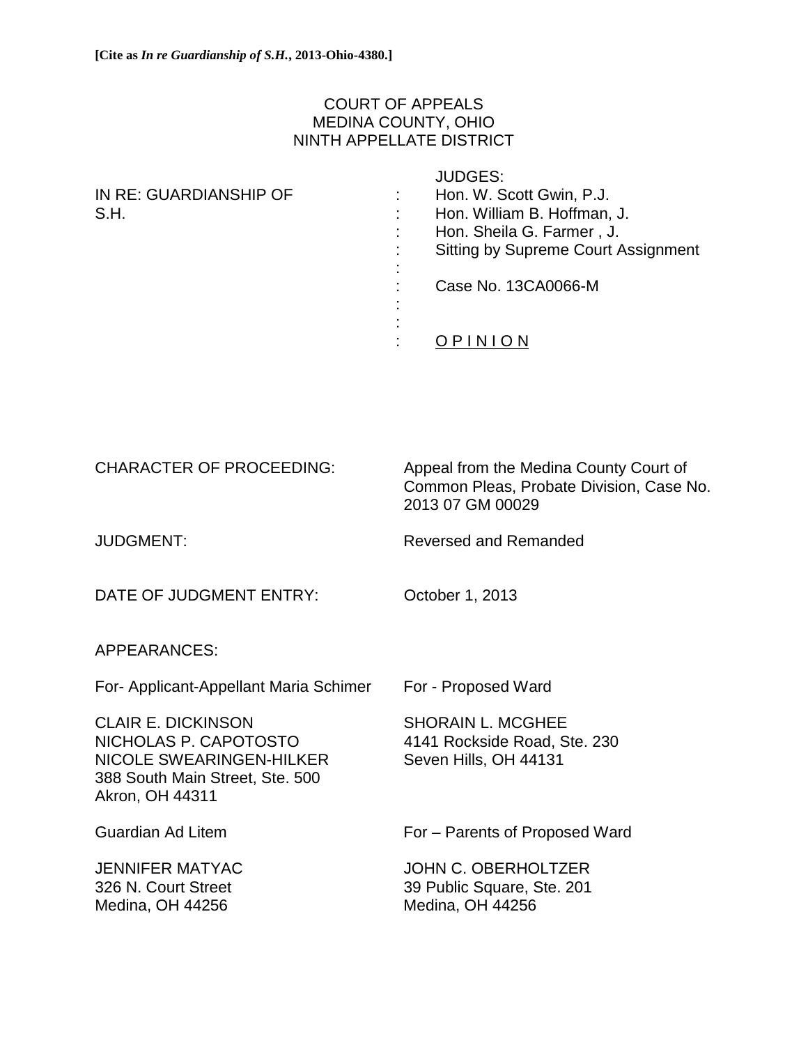**[Cite as *In re Guardianship of S.H.*, 2013-Ohio-4380.]**

COURT OF APPEALS
MEDINA COUNTY, OHIO
NINTH APPELLATE DISTRICT

IN RE: GUARDIANSHIP OF
S.H.

JUDGES:
Hon. W. Scott Gwin, P.J.
Hon. William B. Hoffman, J.
Hon. Sheila G. Farmer , J.
Sitting by Supreme Court Assignment

Case No. 13CA0066-M

O P I N I O N

CHARACTER OF PROCEEDING: Appeal from the Medina County Court of Common Pleas, Probate Division, Case No. 2013 07 GM 00029

JUDGMENT: Reversed and Remanded

DATE OF JUDGMENT ENTRY: October 1, 2013

APPEARANCES:

For- Applicant-Appellant Maria Schimer

CLAIR E. DICKINSON
NICHOLAS P. CAPOTOSTO
NICOLE SWEARINGEN-HILKER
388 South Main Street, Ste. 500
Akron, OH 44311

For - Proposed Ward

SHORAIN L. MCGHEE
4141 Rockside Road, Ste. 230
Seven Hills, OH 44131

Guardian Ad Litem

JENNIFER MATYAC
326 N. Court Street
Medina, OH 44256

For – Parents of Proposed Ward

JOHN C. OBERHOLTZER
39 Public Square, Ste. 201
Medina, OH 44256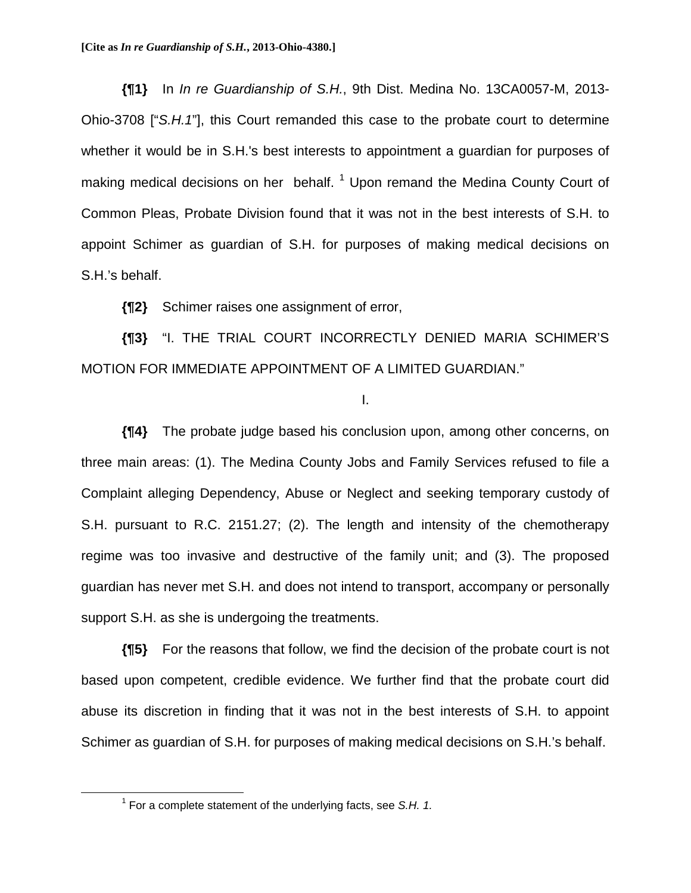**[Cite as *In re Guardianship of S.H.*, 2013-Ohio-4380.]**

**{¶1}** In *In re Guardianship of S.H.*, 9th Dist. Medina No. 13CA0057-M, 2013-Ohio-3708 ["*S.H.1*"], this Court remanded this case to the probate court to determine whether it would be in S.H.'s best interests to appointment a guardian for purposes of making medical decisions on her behalf. [1] Upon remand the Medina County Court of Common Pleas, Probate Division found that it was not in the best interests of S.H. to appoint Schimer as guardian of S.H. for purposes of making medical decisions on S.H.'s behalf.

**{¶2}** Schimer raises one assignment of error,

**{¶3}** "I. THE TRIAL COURT INCORRECTLY DENIED MARIA SCHIMER'S MOTION FOR IMMEDIATE APPOINTMENT OF A LIMITED GUARDIAN."

I.

**{¶4}** The probate judge based his conclusion upon, among other concerns, on three main areas: (1). The Medina County Jobs and Family Services refused to file a Complaint alleging Dependency, Abuse or Neglect and seeking temporary custody of S.H. pursuant to R.C. 2151.27; (2). The length and intensity of the chemotherapy regime was too invasive and destructive of the family unit; and (3). The proposed guardian has never met S.H. and does not intend to transport, accompany or personally support S.H. as she is undergoing the treatments.

**{¶5}** For the reasons that follow, we find the decision of the probate court is not based upon competent, credible evidence. We further find that the probate court did abuse its discretion in finding that it was not in the best interests of S.H. to appoint Schimer as guardian of S.H. for purposes of making medical decisions on S.H.'s behalf.

[1] For a complete statement of the underlying facts, see *S.H. 1.*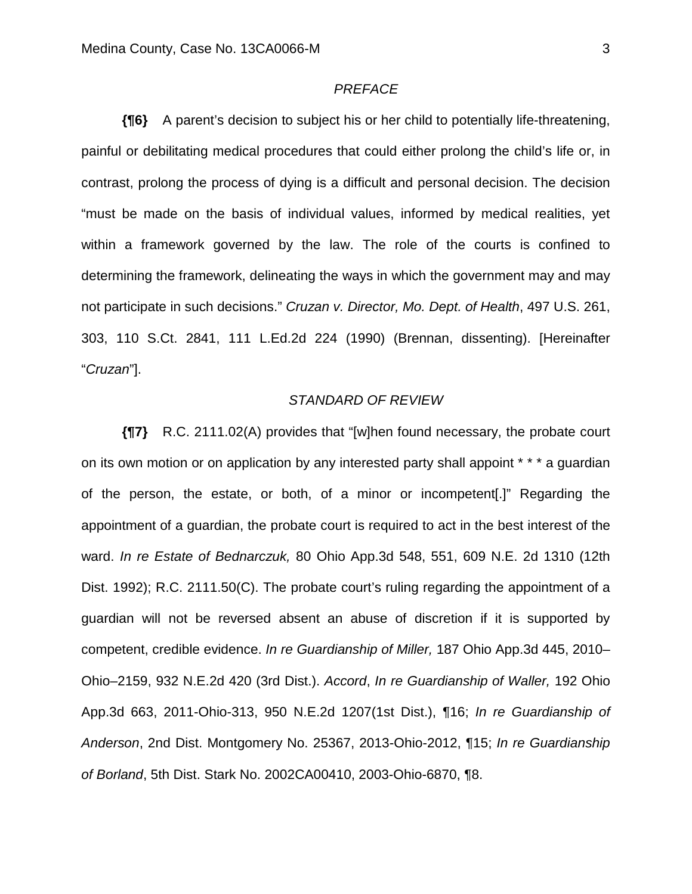*PREFACE*

**{¶6}** A parent's decision to subject his or her child to potentially life-threatening, painful or debilitating medical procedures that could either prolong the child's life or, in contrast, prolong the process of dying is a difficult and personal decision. The decision "must be made on the basis of individual values, informed by medical realities, yet within a framework governed by the law. The role of the courts is confined to determining the framework, delineating the ways in which the government may and may not participate in such decisions." *Cruzan v. Director, Mo. Dept. of Health*, 497 U.S. 261, 303, 110 S.Ct. 2841, 111 L.Ed.2d 224 (1990) (Brennan, dissenting). [Hereinafter "*Cruzan*"].

*STANDARD OF REVIEW*

**{¶7}** R.C. 2111.02(A) provides that "[w]hen found necessary, the probate court on its own motion or on application by any interested party shall appoint * * * a guardian of the person, the estate, or both, of a minor or incompetent[.]" Regarding the appointment of a guardian, the probate court is required to act in the best interest of the ward. *In re Estate of Bednarczuk,* 80 Ohio App.3d 548, 551, 609 N.E. 2d 1310 (12th Dist. 1992); R.C. 2111.50(C). The probate court's ruling regarding the appointment of a guardian will not be reversed absent an abuse of discretion if it is supported by competent, credible evidence. *In re Guardianship of Miller,* 187 Ohio App.3d 445, 2010–Ohio–2159, 932 N.E.2d 420 (3rd Dist.). *Accord*, *In re Guardianship of Waller,* 192 Ohio App.3d 663, 2011-Ohio-313, 950 N.E.2d 1207(1st Dist.), ¶16; *In re Guardianship of Anderson*, 2nd Dist. Montgomery No. 25367, 2013-Ohio-2012, ¶15; *In re Guardianship of Borland*, 5th Dist. Stark No. 2002CA00410, 2003-Ohio-6870, ¶8.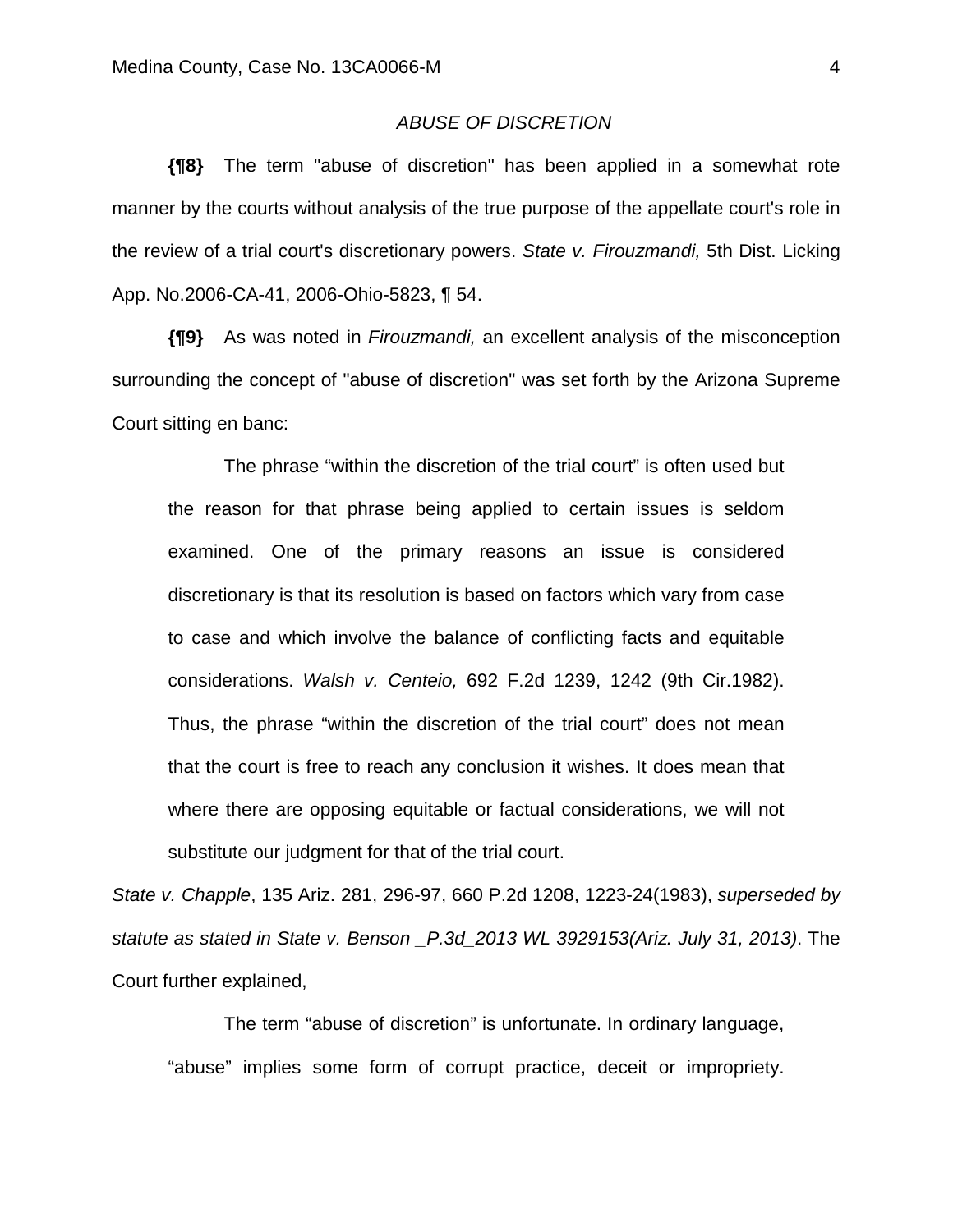*ABUSE OF DISCRETION*

**{¶8}** The term "abuse of discretion" has been applied in a somewhat rote manner by the courts without analysis of the true purpose of the appellate court's role in the review of a trial court's discretionary powers. *State v. Firouzmandi,* 5th Dist. Licking App. No.2006-CA-41, 2006-Ohio-5823, ¶ 54.

**{¶9}** As was noted in *Firouzmandi,* an excellent analysis of the misconception surrounding the concept of "abuse of discretion" was set forth by the Arizona Supreme Court sitting en banc:

> The phrase “within the discretion of the trial court” is often used but the reason for that phrase being applied to certain issues is seldom examined. One of the primary reasons an issue is considered discretionary is that its resolution is based on factors which vary from case to case and which involve the balance of conflicting facts and equitable considerations. *Walsh v. Centeio,* 692 F.2d 1239, 1242 (9th Cir.1982). Thus, the phrase “within the discretion of the trial court” does not mean that the court is free to reach any conclusion it wishes. It does mean that where there are opposing equitable or factual considerations, we will not substitute our judgment for that of the trial court.

*State v. Chapple*, 135 Ariz. 281, 296-97, 660 P.2d 1208, 1223-24(1983), *superseded by statute as stated in State v. Benson _P.3d_2013 WL 3929153(Ariz. July 31, 2013)*. The Court further explained,

> The term “abuse of discretion” is unfortunate. In ordinary language, “abuse” implies some form of corrupt practice, deceit or impropriety.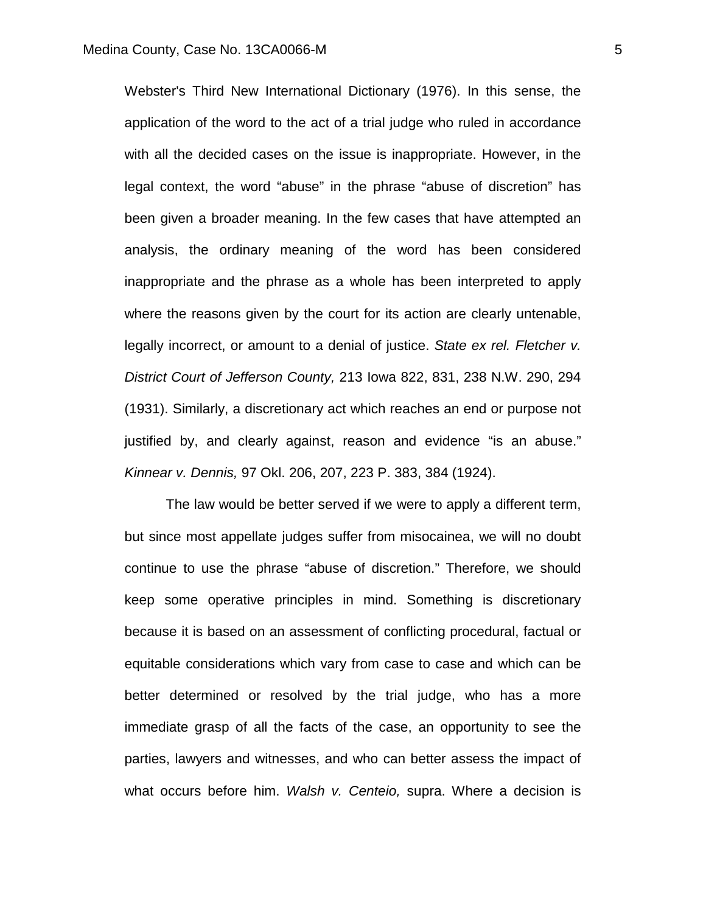Webster's Third New International Dictionary (1976). In this sense, the application of the word to the act of a trial judge who ruled in accordance with all the decided cases on the issue is inappropriate. However, in the legal context, the word "abuse" in the phrase "abuse of discretion" has been given a broader meaning. In the few cases that have attempted an analysis, the ordinary meaning of the word has been considered inappropriate and the phrase as a whole has been interpreted to apply where the reasons given by the court for its action are clearly untenable, legally incorrect, or amount to a denial of justice. *State ex rel. Fletcher v. District Court of Jefferson County,* 213 Iowa 822, 831, 238 N.W. 290, 294 (1931). Similarly, a discretionary act which reaches an end or purpose not justified by, and clearly against, reason and evidence "is an abuse." *Kinnear v. Dennis,* 97 Okl. 206, 207, 223 P. 383, 384 (1924).

The law would be better served if we were to apply a different term, but since most appellate judges suffer from misocainea, we will no doubt continue to use the phrase "abuse of discretion." Therefore, we should keep some operative principles in mind. Something is discretionary because it is based on an assessment of conflicting procedural, factual or equitable considerations which vary from case to case and which can be better determined or resolved by the trial judge, who has a more immediate grasp of all the facts of the case, an opportunity to see the parties, lawyers and witnesses, and who can better assess the impact of what occurs before him. *Walsh v. Centeio,* supra. Where a decision is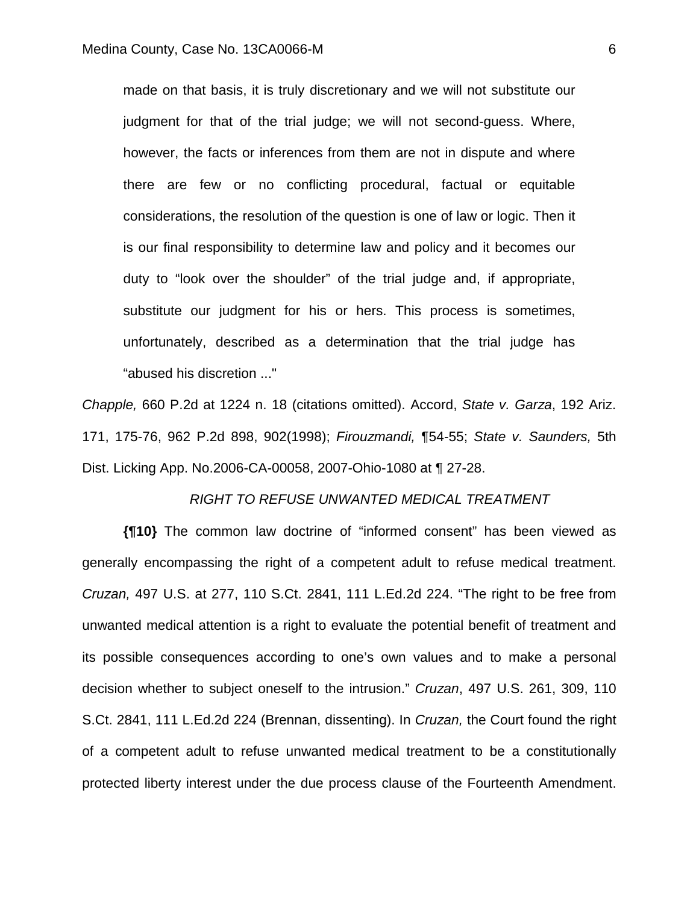> made on that basis, it is truly discretionary and we will not substitute our judgment for that of the trial judge; we will not second-guess. Where, however, the facts or inferences from them are not in dispute and where there are few or no conflicting procedural, factual or equitable considerations, the resolution of the question is one of law or logic. Then it is our final responsibility to determine law and policy and it becomes our duty to "look over the shoulder" of the trial judge and, if appropriate, substitute our judgment for his or hers. This process is sometimes, unfortunately, described as a determination that the trial judge has "abused his discretion ..."

*Chapple,* 660 P.2d at 1224 n. 18 (citations omitted). Accord, *State v. Garza*, 192 Ariz. 171, 175-76, 962 P.2d 898, 902(1998); *Firouzmandi,* ¶54-55; *State v. Saunders,* 5th Dist. Licking App. No.2006-CA-00058, 2007-Ohio-1080 at ¶ 27-28.

*RIGHT TO REFUSE UNWANTED MEDICAL TREATMENT*

**{¶10}** The common law doctrine of "informed consent" has been viewed as generally encompassing the right of a competent adult to refuse medical treatment. *Cruzan,* 497 U.S. at 277, 110 S.Ct. 2841, 111 L.Ed.2d 224. "The right to be free from unwanted medical attention is a right to evaluate the potential benefit of treatment and its possible consequences according to one's own values and to make a personal decision whether to subject oneself to the intrusion." *Cruzan*, 497 U.S. 261, 309, 110 S.Ct. 2841, 111 L.Ed.2d 224 (Brennan, dissenting). In *Cruzan,* the Court found the right of a competent adult to refuse unwanted medical treatment to be a constitutionally protected liberty interest under the due process clause of the Fourteenth Amendment.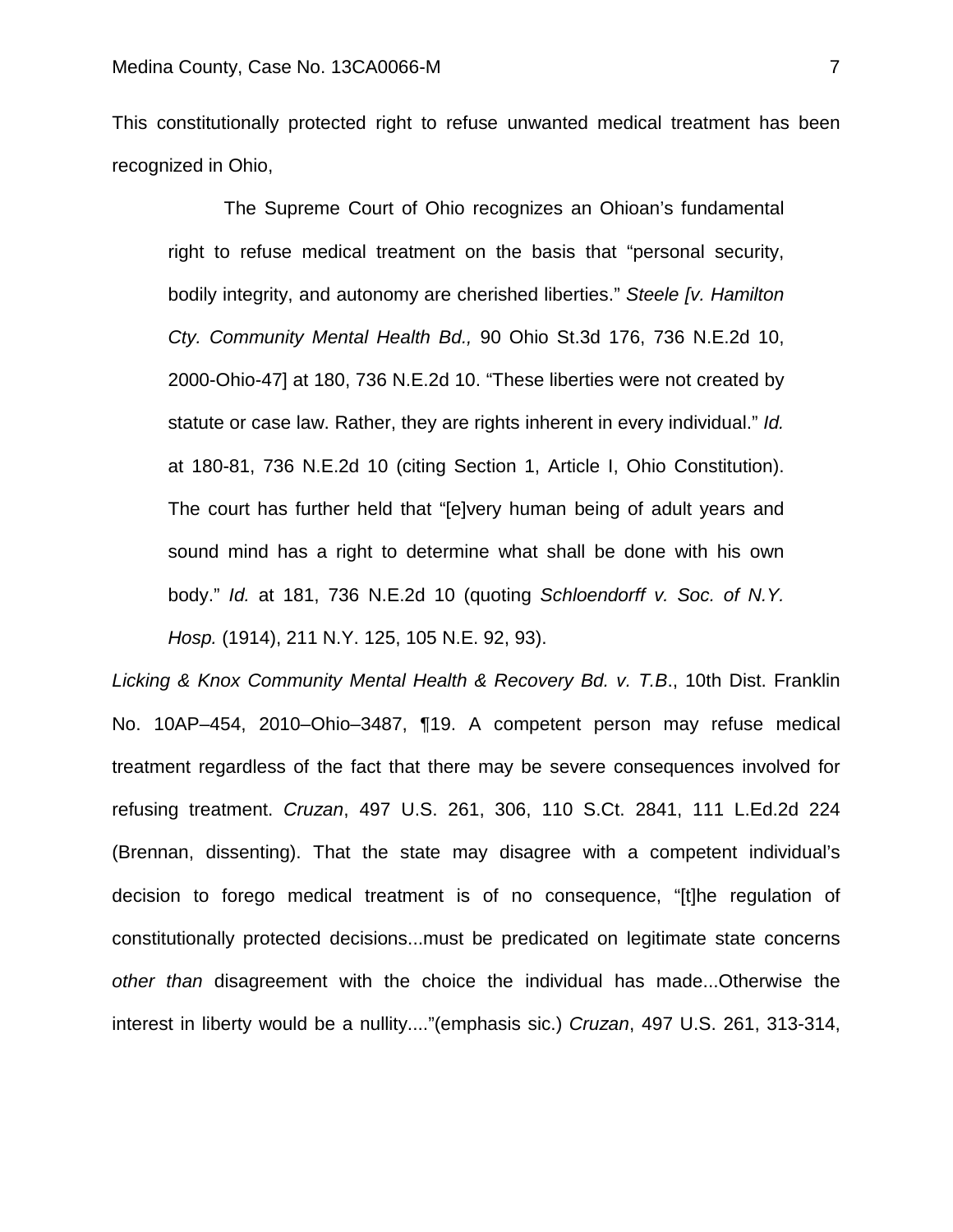This constitutionally protected right to refuse unwanted medical treatment has been recognized in Ohio,

> The Supreme Court of Ohio recognizes an Ohioan's fundamental right to refuse medical treatment on the basis that "personal security, bodily integrity, and autonomy are cherished liberties." *Steele [v. Hamilton Cty. Community Mental Health Bd.,* 90 Ohio St.3d 176, 736 N.E.2d 10, 2000-Ohio-47] at 180, 736 N.E.2d 10. "These liberties were not created by statute or case law. Rather, they are rights inherent in every individual." *Id.* at 180-81, 736 N.E.2d 10 (citing Section 1, Article I, Ohio Constitution). The court has further held that "[e]very human being of adult years and sound mind has a right to determine what shall be done with his own body." *Id.* at 181, 736 N.E.2d 10 (quoting *Schloendorff v. Soc. of N.Y. Hosp.* (1914), 211 N.Y. 125, 105 N.E. 92, 93).

*Licking & Knox Community Mental Health & Recovery Bd. v. T.B*., 10th Dist. Franklin No. 10AP–454, 2010–Ohio–3487, ¶19. A competent person may refuse medical treatment regardless of the fact that there may be severe consequences involved for refusing treatment. *Cruzan*, 497 U.S. 261, 306, 110 S.Ct. 2841, 111 L.Ed.2d 224 (Brennan, dissenting). That the state may disagree with a competent individual's decision to forego medical treatment is of no consequence, "[t]he regulation of constitutionally protected decisions...must be predicated on legitimate state concerns *other than* disagreement with the choice the individual has made...Otherwise the interest in liberty would be a nullity...."(emphasis sic.) *Cruzan*, 497 U.S. 261, 313-314,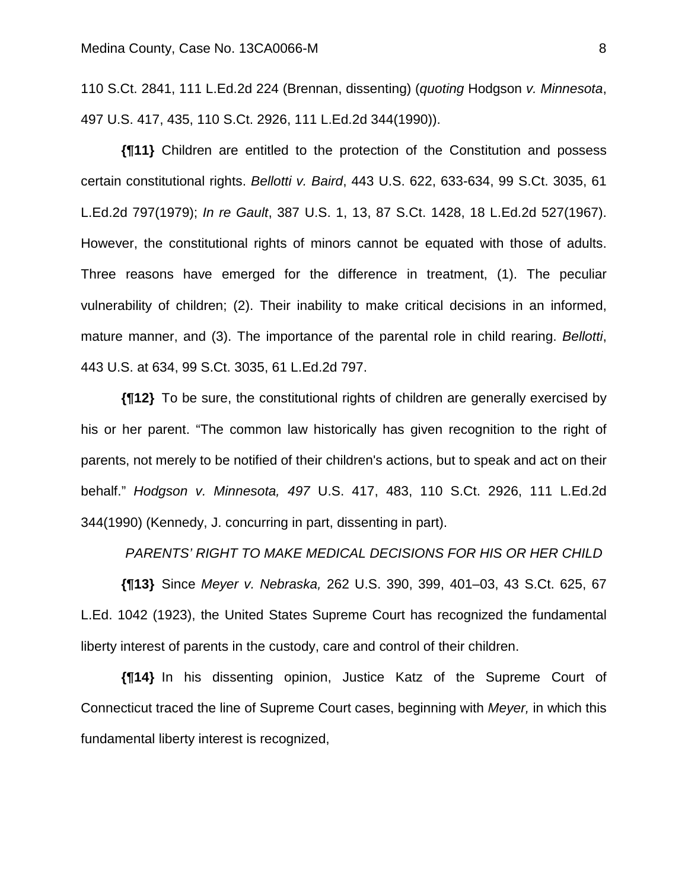110 S.Ct. 2841, 111 L.Ed.2d 224 (Brennan, dissenting) (*quoting* Hodgson *v. Minnesota*, 497 U.S. 417, 435, 110 S.Ct. 2926, 111 L.Ed.2d 344(1990)).

**{¶11}** Children are entitled to the protection of the Constitution and possess certain constitutional rights. *Bellotti v. Baird*, 443 U.S. 622, 633-634, 99 S.Ct. 3035, 61 L.Ed.2d 797(1979); *In re Gault*, 387 U.S. 1, 13, 87 S.Ct. 1428, 18 L.Ed.2d 527(1967). However, the constitutional rights of minors cannot be equated with those of adults. Three reasons have emerged for the difference in treatment, (1). The peculiar vulnerability of children; (2). Their inability to make critical decisions in an informed, mature manner, and (3). The importance of the parental role in child rearing. *Bellotti*, 443 U.S. at 634, 99 S.Ct. 3035, 61 L.Ed.2d 797.

**{¶12}** To be sure, the constitutional rights of children are generally exercised by his or her parent. "The common law historically has given recognition to the right of parents, not merely to be notified of their children's actions, but to speak and act on their behalf." *Hodgson v. Minnesota, 497* U.S. 417, 483, 110 S.Ct. 2926, 111 L.Ed.2d 344(1990) (Kennedy, J. concurring in part, dissenting in part).

*PARENTS' RIGHT TO MAKE MEDICAL DECISIONS FOR HIS OR HER CHILD*

**{¶13}** Since *Meyer v. Nebraska,* 262 U.S. 390, 399, 401–03, 43 S.Ct. 625, 67 L.Ed. 1042 (1923), the United States Supreme Court has recognized the fundamental liberty interest of parents in the custody, care and control of their children.

**{¶14}** In his dissenting opinion, Justice Katz of the Supreme Court of Connecticut traced the line of Supreme Court cases, beginning with *Meyer,* in which this fundamental liberty interest is recognized,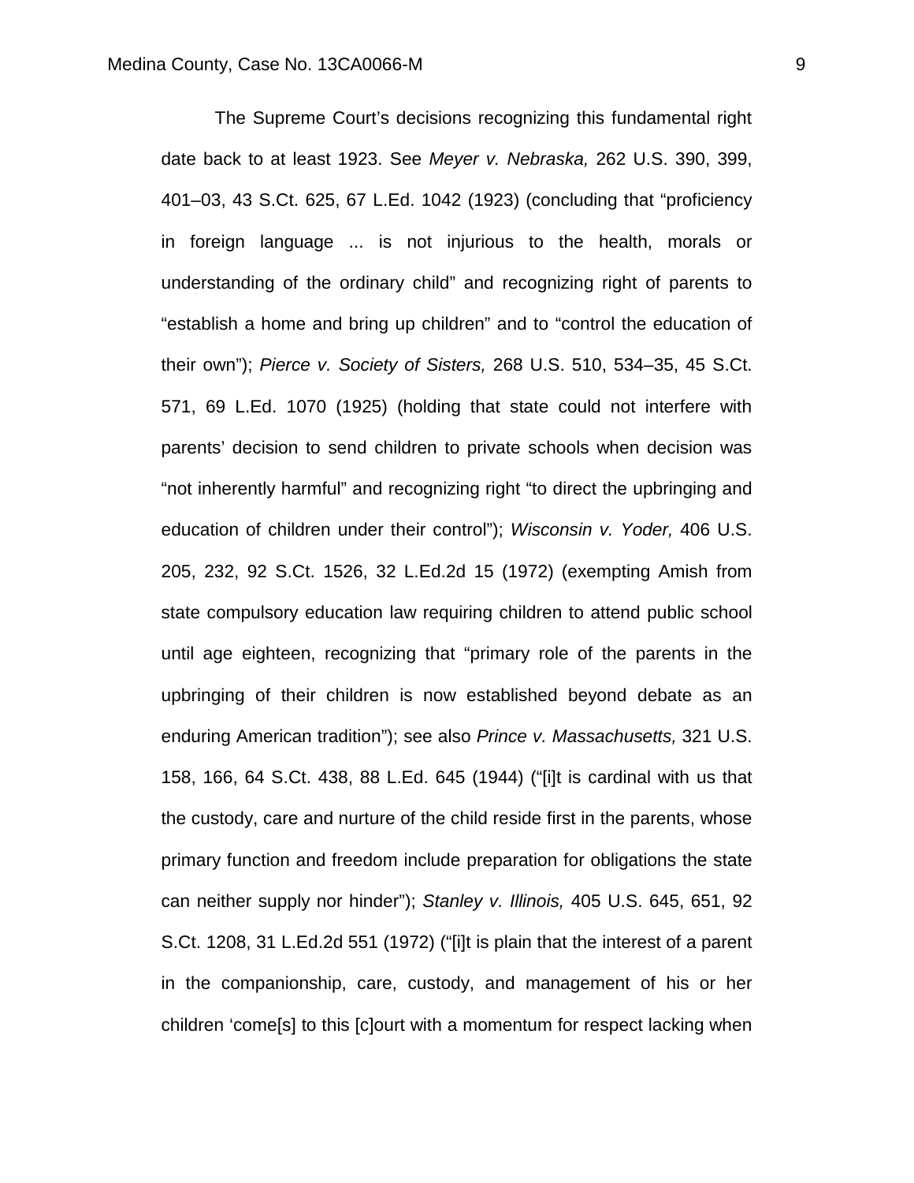The Supreme Court's decisions recognizing this fundamental right date back to at least 1923. See *Meyer v. Nebraska,* 262 U.S. 390, 399, 401–03, 43 S.Ct. 625, 67 L.Ed. 1042 (1923) (concluding that "proficiency in foreign language ... is not injurious to the health, morals or understanding of the ordinary child" and recognizing right of parents to "establish a home and bring up children" and to "control the education of their own"); *Pierce v. Society of Sisters,* 268 U.S. 510, 534–35, 45 S.Ct. 571, 69 L.Ed. 1070 (1925) (holding that state could not interfere with parents' decision to send children to private schools when decision was "not inherently harmful" and recognizing right "to direct the upbringing and education of children under their control"); *Wisconsin v. Yoder,* 406 U.S. 205, 232, 92 S.Ct. 1526, 32 L.Ed.2d 15 (1972) (exempting Amish from state compulsory education law requiring children to attend public school until age eighteen, recognizing that "primary role of the parents in the upbringing of their children is now established beyond debate as an enduring American tradition"); see also *Prince v. Massachusetts,* 321 U.S. 158, 166, 64 S.Ct. 438, 88 L.Ed. 645 (1944) ("[i]t is cardinal with us that the custody, care and nurture of the child reside first in the parents, whose primary function and freedom include preparation for obligations the state can neither supply nor hinder"); *Stanley v. Illinois,* 405 U.S. 645, 651, 92 S.Ct. 1208, 31 L.Ed.2d 551 (1972) ("[i]t is plain that the interest of a parent in the companionship, care, custody, and management of his or her children 'come[s] to this [c]ourt with a momentum for respect lacking when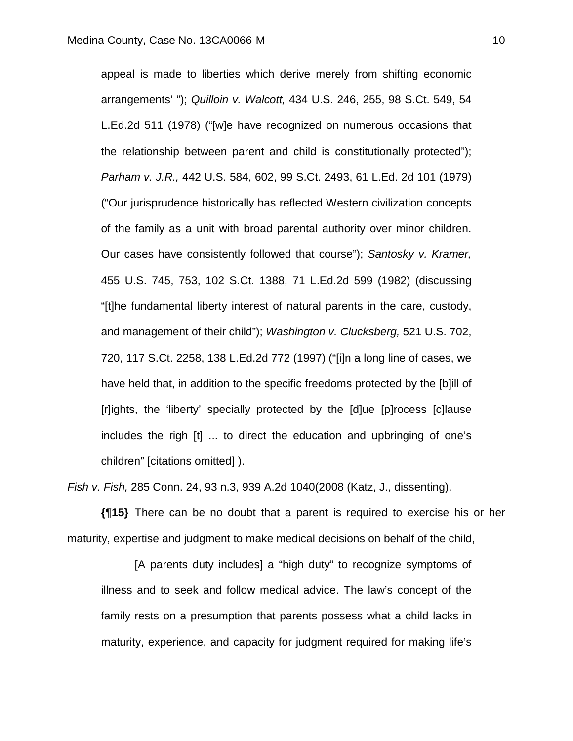appeal is made to liberties which derive merely from shifting economic arrangements' "); *Quilloin v. Walcott,* 434 U.S. 246, 255, 98 S.Ct. 549, 54 L.Ed.2d 511 (1978) ("[w]e have recognized on numerous occasions that the relationship between parent and child is constitutionally protected"); *Parham v. J.R.,* 442 U.S. 584, 602, 99 S.Ct. 2493, 61 L.Ed. 2d 101 (1979) ("Our jurisprudence historically has reflected Western civilization concepts of the family as a unit with broad parental authority over minor children. Our cases have consistently followed that course"); *Santosky v. Kramer,* 455 U.S. 745, 753, 102 S.Ct. 1388, 71 L.Ed.2d 599 (1982) (discussing "[t]he fundamental liberty interest of natural parents in the care, custody, and management of their child"); *Washington v. Clucksberg,* 521 U.S. 702, 720, 117 S.Ct. 2258, 138 L.Ed.2d 772 (1997) ("[i]n a long line of cases, we have held that, in addition to the specific freedoms protected by the [b]ill of [r]ights, the 'liberty' specially protected by the [d]ue [p]rocess [c]lause includes the righ [t] ... to direct the education and upbringing of one's children" [citations omitted] ).

*Fish v. Fish,* 285 Conn. 24, 93 n.3, 939 A.2d 1040(2008 (Katz, J., dissenting).

**{¶15}** There can be no doubt that a parent is required to exercise his or her maturity, expertise and judgment to make medical decisions on behalf of the child,

> [A parents duty includes] a "high duty" to recognize symptoms of illness and to seek and follow medical advice. The law's concept of the family rests on a presumption that parents possess what a child lacks in maturity, experience, and capacity for judgment required for making life's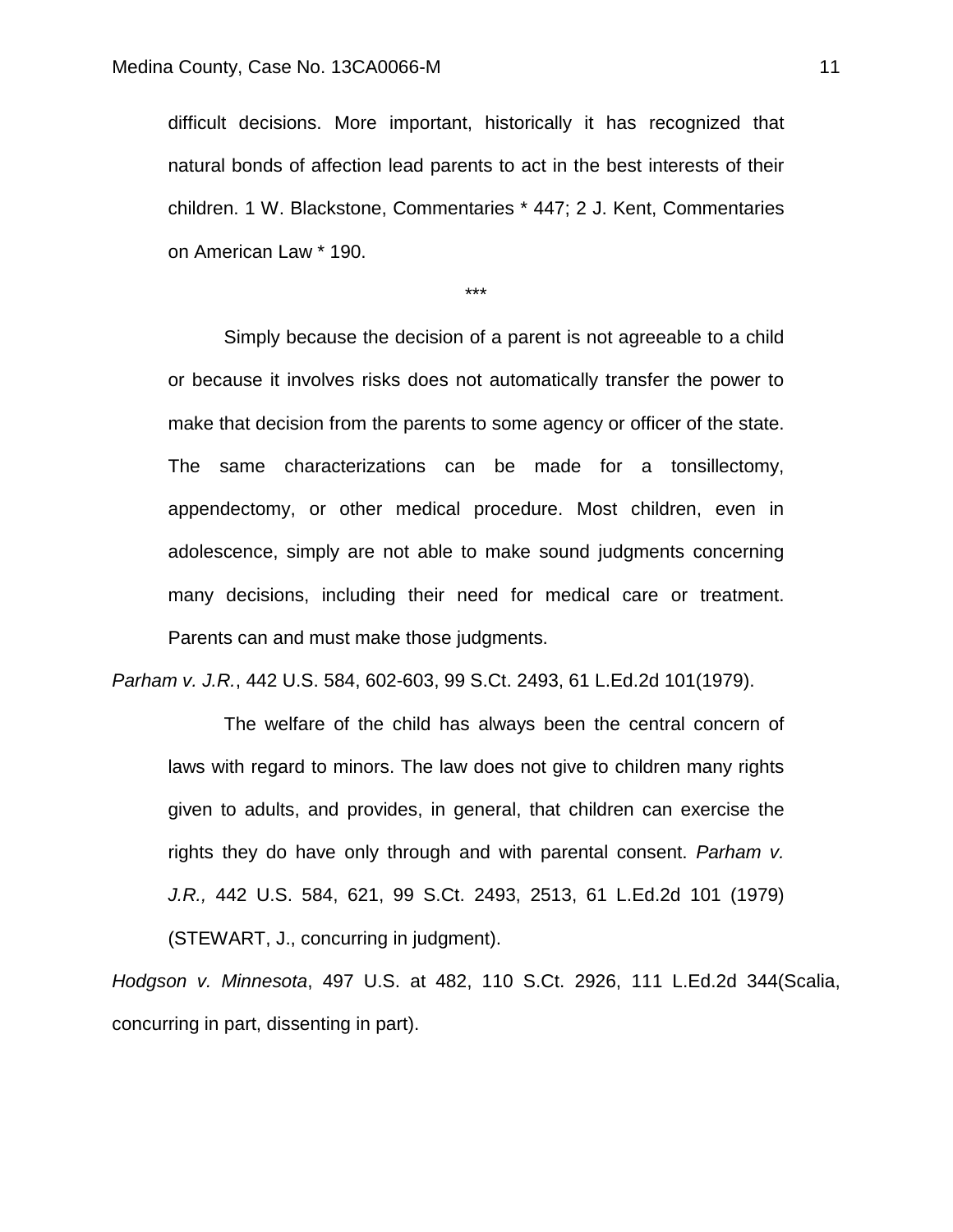> difficult decisions. More important, historically it has recognized that natural bonds of affection lead parents to act in the best interests of their children. 1 W. Blackstone, Commentaries * 447; 2 J. Kent, Commentaries on American Law * 190.
>
> ***
>
> Simply because the decision of a parent is not agreeable to a child or because it involves risks does not automatically transfer the power to make that decision from the parents to some agency or officer of the state. The same characterizations can be made for a tonsillectomy, appendectomy, or other medical procedure. Most children, even in adolescence, simply are not able to make sound judgments concerning many decisions, including their need for medical care or treatment. Parents can and must make those judgments.

*Parham v. J.R.*, 442 U.S. 584, 602-603, 99 S.Ct. 2493, 61 L.Ed.2d 101(1979).

> The welfare of the child has always been the central concern of laws with regard to minors. The law does not give to children many rights given to adults, and provides, in general, that children can exercise the rights they do have only through and with parental consent. *Parham v. J.R.,* 442 U.S. 584, 621, 99 S.Ct. 2493, 2513, 61 L.Ed.2d 101 (1979) (STEWART, J., concurring in judgment).

*Hodgson v. Minnesota*, 497 U.S. at 482, 110 S.Ct. 2926, 111 L.Ed.2d 344(Scalia, concurring in part, dissenting in part).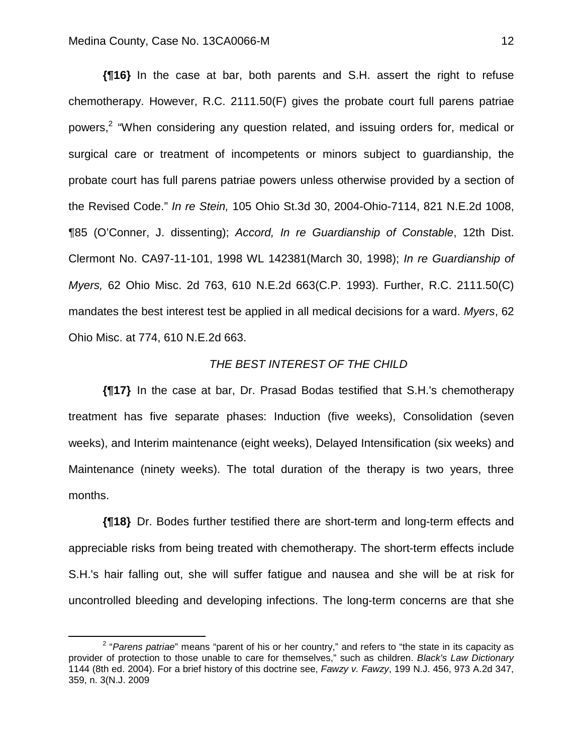**{¶16}** In the case at bar, both parents and S.H. assert the right to refuse chemotherapy. However, R.C. 2111.50(F) gives the probate court full parens patriae powers,[2] "When considering any question related, and issuing orders for, medical or surgical care or treatment of incompetents or minors subject to guardianship, the probate court has full parens patriae powers unless otherwise provided by a section of the Revised Code." *In re Stein,* 105 Ohio St.3d 30, 2004-Ohio-7114, 821 N.E.2d 1008, ¶85 (O'Conner, J. dissenting); *Accord, In re Guardianship of Constable*, 12th Dist. Clermont No. CA97-11-101, 1998 WL 142381(March 30, 1998); *In re Guardianship of Myers,* 62 Ohio Misc. 2d 763, 610 N.E.2d 663(C.P. 1993). Further, R.C. 2111.50(C) mandates the best interest test be applied in all medical decisions for a ward. *Myers*, 62 Ohio Misc. at 774, 610 N.E.2d 663.

*THE BEST INTEREST OF THE CHILD*

**{¶17}** In the case at bar, Dr. Prasad Bodas testified that S.H.'s chemotherapy treatment has five separate phases: Induction (five weeks), Consolidation (seven weeks), and Interim maintenance (eight weeks), Delayed Intensification (six weeks) and Maintenance (ninety weeks). The total duration of the therapy is two years, three months.

**{¶18}** Dr. Bodes further testified there are short-term and long-term effects and appreciable risks from being treated with chemotherapy. The short-term effects include S.H.'s hair falling out, she will suffer fatigue and nausea and she will be at risk for uncontrolled bleeding and developing infections. The long-term concerns are that she

[2] "*Parens patriae*" means "parent of his or her country," and refers to "the state in its capacity as provider of protection to those unable to care for themselves," such as children. *Black's Law Dictionary* 1144 (8th ed. 2004). For a brief history of this doctrine see, *Fawzy v. Fawzy*, 199 N.J. 456, 973 A.2d 347, 359, n. 3(N.J. 2009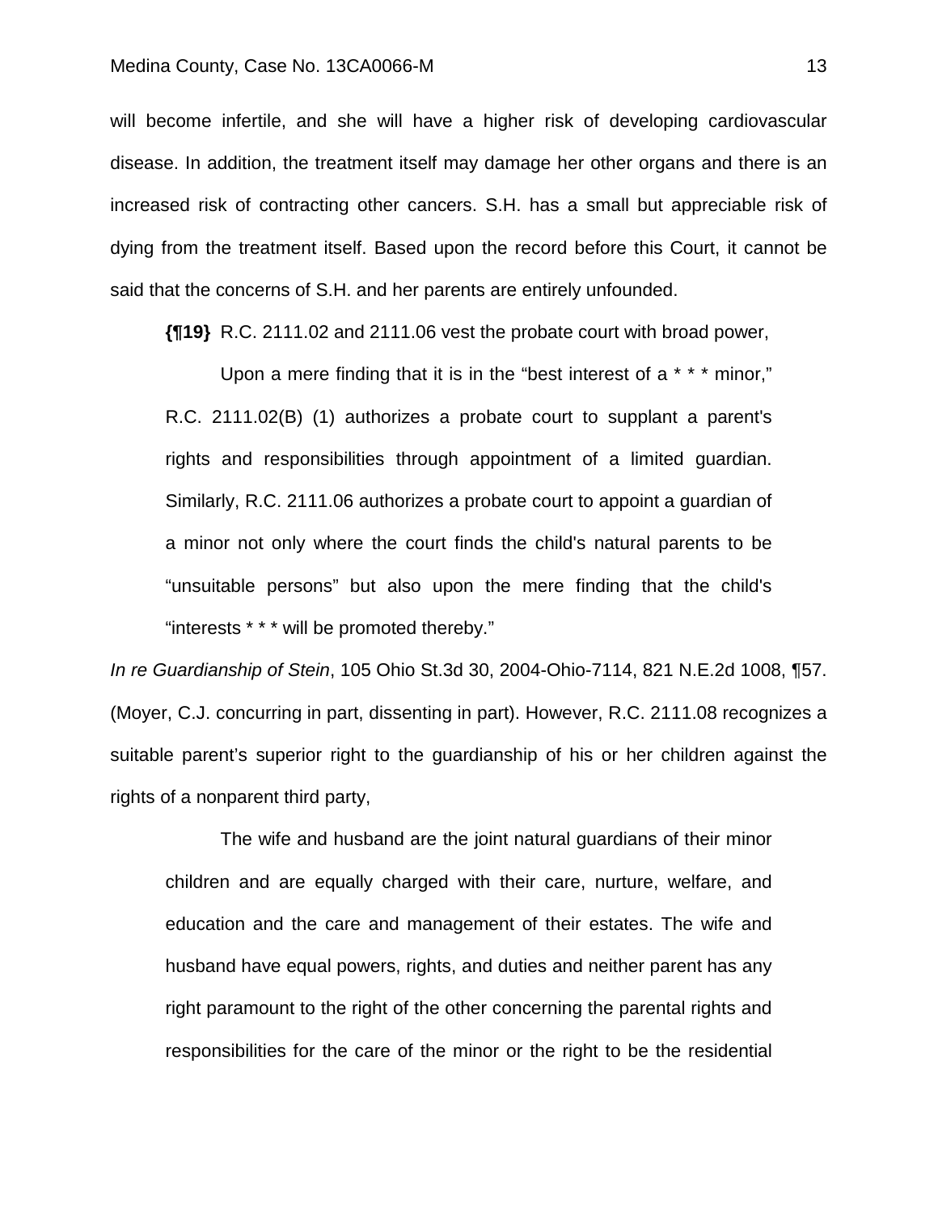will become infertile, and she will have a higher risk of developing cardiovascular disease. In addition, the treatment itself may damage her other organs and there is an increased risk of contracting other cancers. S.H. has a small but appreciable risk of dying from the treatment itself. Based upon the record before this Court, it cannot be said that the concerns of S.H. and her parents are entirely unfounded.

**{¶19}** R.C. 2111.02 and 2111.06 vest the probate court with broad power,

> Upon a mere finding that it is in the "best interest of a * * * minor," R.C. 2111.02(B) (1) authorizes a probate court to supplant a parent's rights and responsibilities through appointment of a limited guardian. Similarly, R.C. 2111.06 authorizes a probate court to appoint a guardian of a minor not only where the court finds the child's natural parents to be "unsuitable persons" but also upon the mere finding that the child's "interests * * * will be promoted thereby."

*In re Guardianship of Stein*, 105 Ohio St.3d 30, 2004-Ohio-7114, 821 N.E.2d 1008, ¶57. (Moyer, C.J. concurring in part, dissenting in part). However, R.C. 2111.08 recognizes a suitable parent's superior right to the guardianship of his or her children against the rights of a nonparent third party,

> The wife and husband are the joint natural guardians of their minor children and are equally charged with their care, nurture, welfare, and education and the care and management of their estates. The wife and husband have equal powers, rights, and duties and neither parent has any right paramount to the right of the other concerning the parental rights and responsibilities for the care of the minor or the right to be the residential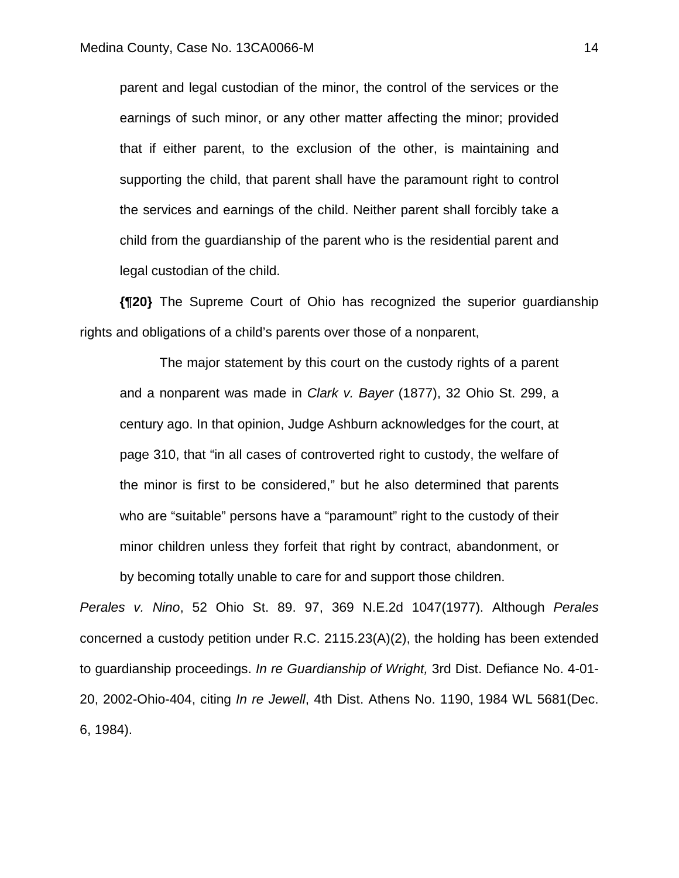> parent and legal custodian of the minor, the control of the services or the earnings of such minor, or any other matter affecting the minor; provided that if either parent, to the exclusion of the other, is maintaining and supporting the child, that parent shall have the paramount right to control the services and earnings of the child. Neither parent shall forcibly take a child from the guardianship of the parent who is the residential parent and legal custodian of the child.

**{¶20}** The Supreme Court of Ohio has recognized the superior guardianship rights and obligations of a child's parents over those of a nonparent,

> The major statement by this court on the custody rights of a parent and a nonparent was made in *Clark v. Bayer* (1877), 32 Ohio St. 299, a century ago. In that opinion, Judge Ashburn acknowledges for the court, at page 310, that "in all cases of controverted right to custody, the welfare of the minor is first to be considered," but he also determined that parents who are "suitable" persons have a "paramount" right to the custody of their minor children unless they forfeit that right by contract, abandonment, or by becoming totally unable to care for and support those children.

*Perales v. Nino*, 52 Ohio St. 89. 97, 369 N.E.2d 1047(1977). Although *Perales* concerned a custody petition under R.C. 2115.23(A)(2), the holding has been extended to guardianship proceedings. *In re Guardianship of Wright,* 3rd Dist. Defiance No. 4-01-20, 2002-Ohio-404, citing *In re Jewell*, 4th Dist. Athens No. 1190, 1984 WL 5681(Dec. 6, 1984).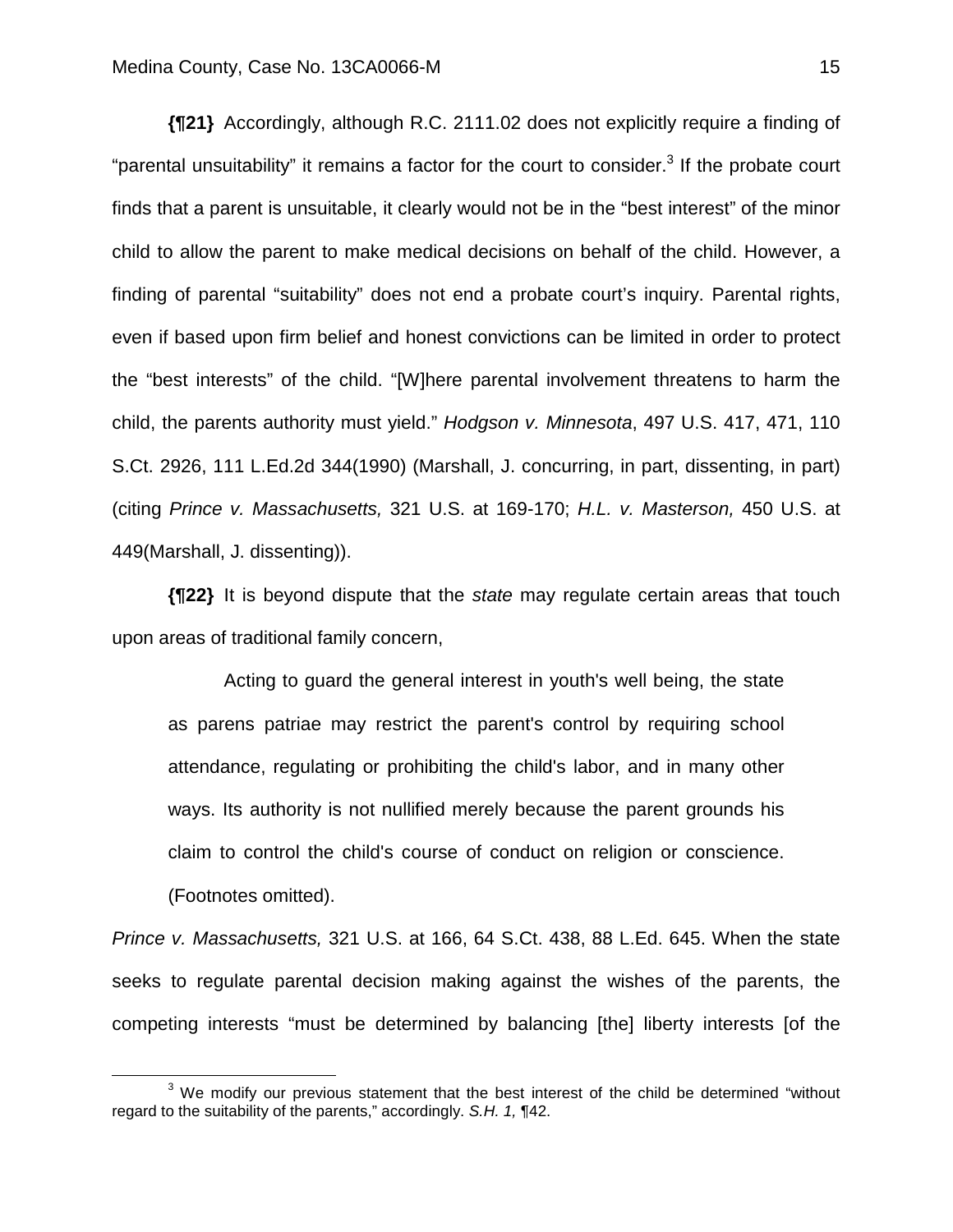**{¶21}** Accordingly, although R.C. 2111.02 does not explicitly require a finding of "parental unsuitability" it remains a factor for the court to consider.[3] If the probate court finds that a parent is unsuitable, it clearly would not be in the "best interest" of the minor child to allow the parent to make medical decisions on behalf of the child. However, a finding of parental "suitability" does not end a probate court's inquiry. Parental rights, even if based upon firm belief and honest convictions can be limited in order to protect the "best interests" of the child. "[W]here parental involvement threatens to harm the child, the parents authority must yield." *Hodgson v. Minnesota*, 497 U.S. 417, 471, 110 S.Ct. 2926, 111 L.Ed.2d 344(1990) (Marshall, J. concurring, in part, dissenting, in part) (citing *Prince v. Massachusetts,* 321 U.S. at 169-170; *H.L. v. Masterson,* 450 U.S. at 449(Marshall, J. dissenting)).

**{¶22}** It is beyond dispute that the *state* may regulate certain areas that touch upon areas of traditional family concern,

> Acting to guard the general interest in youth's well being, the state as parens patriae may restrict the parent's control by requiring school attendance, regulating or prohibiting the child's labor, and in many other ways. Its authority is not nullified merely because the parent grounds his claim to control the child's course of conduct on religion or conscience. (Footnotes omitted).

*Prince v. Massachusetts,* 321 U.S. at 166, 64 S.Ct. 438, 88 L.Ed. 645. When the state seeks to regulate parental decision making against the wishes of the parents, the competing interests "must be determined by balancing [the] liberty interests [of the

---

[3] We modify our previous statement that the best interest of the child be determined "without regard to the suitability of the parents," accordingly. *S.H. 1,* ¶42.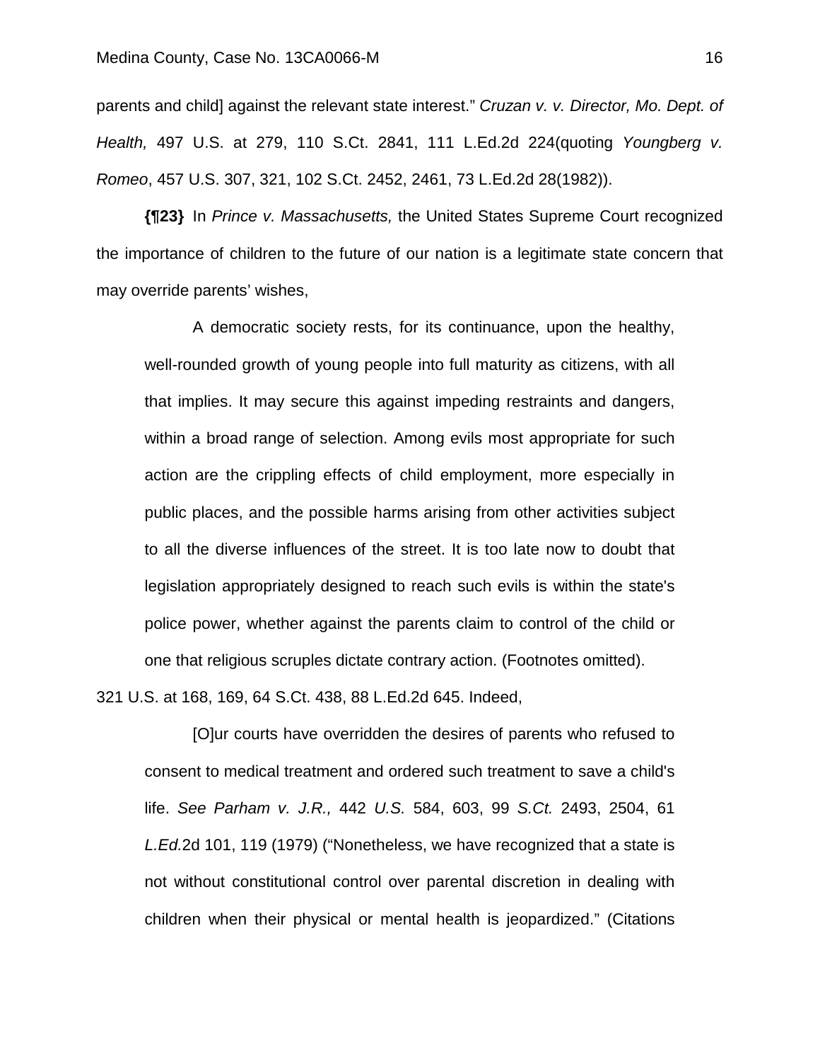parents and child] against the relevant state interest." *Cruzan v. v. Director, Mo. Dept. of Health,* 497 U.S. at 279, 110 S.Ct. 2841, 111 L.Ed.2d 224(quoting *Youngberg v. Romeo*, 457 U.S. 307, 321, 102 S.Ct. 2452, 2461, 73 L.Ed.2d 28(1982)).

**{¶23}** In *Prince v. Massachusetts,* the United States Supreme Court recognized the importance of children to the future of our nation is a legitimate state concern that may override parents' wishes,

> A democratic society rests, for its continuance, upon the healthy, well-rounded growth of young people into full maturity as citizens, with all that implies. It may secure this against impeding restraints and dangers, within a broad range of selection. Among evils most appropriate for such action are the crippling effects of child employment, more especially in public places, and the possible harms arising from other activities subject to all the diverse influences of the street. It is too late now to doubt that legislation appropriately designed to reach such evils is within the state's police power, whether against the parents claim to control of the child or one that religious scruples dictate contrary action. (Footnotes omitted).

321 U.S. at 168, 169, 64 S.Ct. 438, 88 L.Ed.2d 645. Indeed,

> [O]ur courts have overridden the desires of parents who refused to consent to medical treatment and ordered such treatment to save a child's life. *See Parham v. J.R.,* 442 *U.S.* 584, 603, 99 *S.Ct.* 2493, 2504, 61 *L.Ed.*2d 101, 119 (1979) ("Nonetheless, we have recognized that a state is not without constitutional control over parental discretion in dealing with children when their physical or mental health is jeopardized." (Citations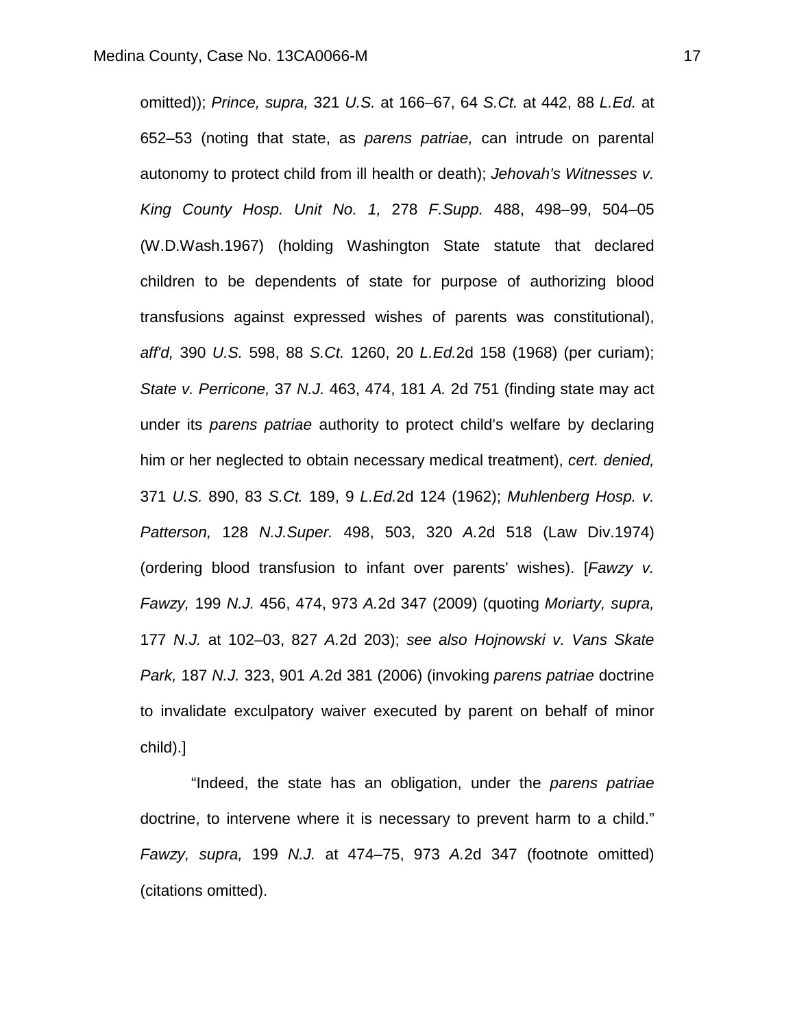omitted)); *Prince, supra,* 321 *U.S.* at 166–67, 64 *S.Ct.* at 442, 88 *L.Ed.* at 652–53 (noting that state, as *parens patriae,* can intrude on parental autonomy to protect child from ill health or death); *Jehovah's Witnesses v. King County Hosp. Unit No. 1,* 278 *F.Supp.* 488, 498–99, 504–05 (W.D.Wash.1967) (holding Washington State statute that declared children to be dependents of state for purpose of authorizing blood transfusions against expressed wishes of parents was constitutional), *aff'd,* 390 *U.S.* 598, 88 *S.Ct.* 1260, 20 *L.Ed.*2d 158 (1968) (per curiam); *State v. Perricone,* 37 *N.J.* 463, 474, 181 *A.* 2d 751 (finding state may act under its *parens patriae* authority to protect child's welfare by declaring him or her neglected to obtain necessary medical treatment), *cert. denied,* 371 *U.S.* 890, 83 *S.Ct.* 189, 9 *L.Ed.*2d 124 (1962); *Muhlenberg Hosp. v. Patterson,* 128 *N.J.Super.* 498, 503, 320 *A.*2d 518 (Law Div.1974) (ordering blood transfusion to infant over parents' wishes). [*Fawzy v. Fawzy,* 199 *N.J.* 456, 474, 973 *A.*2d 347 (2009) (quoting *Moriarty, supra,* 177 *N.J.* at 102–03, 827 *A.*2d 203); *see also Hojnowski v. Vans Skate Park,* 187 *N.J.* 323, 901 *A.*2d 381 (2006) (invoking *parens patriae* doctrine to invalidate exculpatory waiver executed by parent on behalf of minor child).]

"Indeed, the state has an obligation, under the *parens patriae* doctrine, to intervene where it is necessary to prevent harm to a child." *Fawzy, supra,* 199 *N.J.* at 474–75, 973 *A.*2d 347 (footnote omitted) (citations omitted).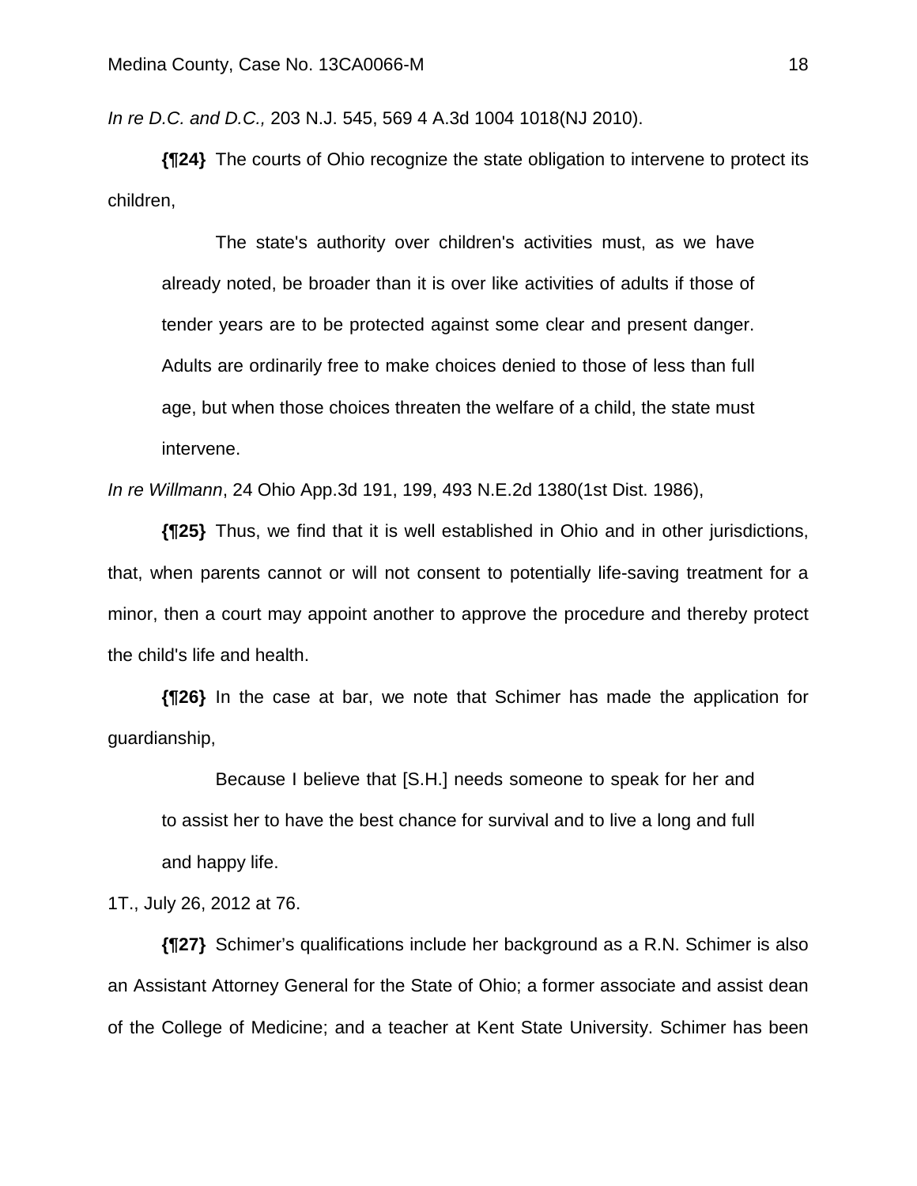*In re D.C. and D.C.,* 203 N.J. 545, 569 4 A.3d 1004 1018(NJ 2010).

**{¶24}** The courts of Ohio recognize the state obligation to intervene to protect its children,

> The state's authority over children's activities must, as we have already noted, be broader than it is over like activities of adults if those of tender years are to be protected against some clear and present danger. Adults are ordinarily free to make choices denied to those of less than full age, but when those choices threaten the welfare of a child, the state must intervene.

*In re Willmann*, 24 Ohio App.3d 191, 199, 493 N.E.2d 1380(1st Dist. 1986),

**{¶25}** Thus, we find that it is well established in Ohio and in other jurisdictions, that, when parents cannot or will not consent to potentially life-saving treatment for a minor, then a court may appoint another to approve the procedure and thereby protect the child's life and health.

**{¶26}** In the case at bar, we note that Schimer has made the application for guardianship,

> Because I believe that [S.H.] needs someone to speak for her and to assist her to have the best chance for survival and to live a long and full and happy life.

1T., July 26, 2012 at 76.

**{¶27}** Schimer's qualifications include her background as a R.N. Schimer is also an Assistant Attorney General for the State of Ohio; a former associate and assist dean of the College of Medicine; and a teacher at Kent State University. Schimer has been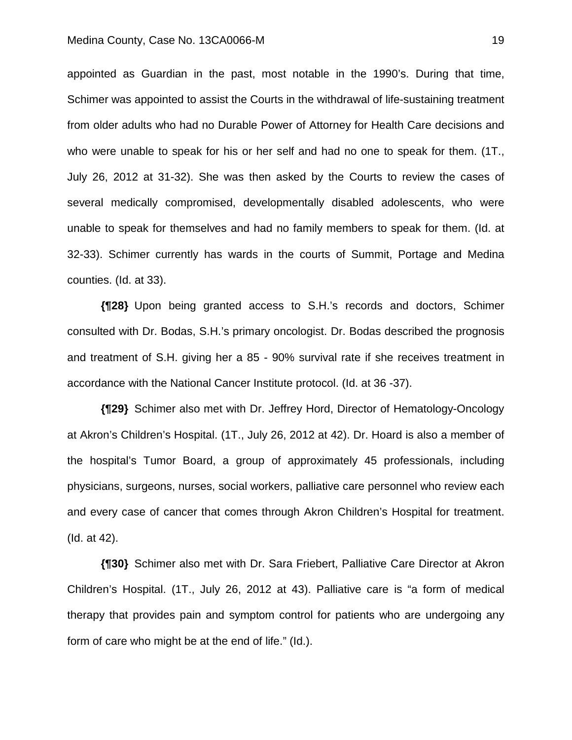appointed as Guardian in the past, most notable in the 1990's. During that time, Schimer was appointed to assist the Courts in the withdrawal of life-sustaining treatment from older adults who had no Durable Power of Attorney for Health Care decisions and who were unable to speak for his or her self and had no one to speak for them. (1T., July 26, 2012 at 31-32). She was then asked by the Courts to review the cases of several medically compromised, developmentally disabled adolescents, who were unable to speak for themselves and had no family members to speak for them. (Id. at 32-33). Schimer currently has wards in the courts of Summit, Portage and Medina counties. (Id. at 33).

**{¶28}** Upon being granted access to S.H.'s records and doctors, Schimer consulted with Dr. Bodas, S.H.'s primary oncologist. Dr. Bodas described the prognosis and treatment of S.H. giving her a 85 - 90% survival rate if she receives treatment in accordance with the National Cancer Institute protocol. (Id. at 36 -37).

**{¶29}** Schimer also met with Dr. Jeffrey Hord, Director of Hematology-Oncology at Akron's Children's Hospital. (1T., July 26, 2012 at 42). Dr. Hoard is also a member of the hospital's Tumor Board, a group of approximately 45 professionals, including physicians, surgeons, nurses, social workers, palliative care personnel who review each and every case of cancer that comes through Akron Children's Hospital for treatment. (Id. at 42).

**{¶30}** Schimer also met with Dr. Sara Friebert, Palliative Care Director at Akron Children's Hospital. (1T., July 26, 2012 at 43). Palliative care is "a form of medical therapy that provides pain and symptom control for patients who are undergoing any form of care who might be at the end of life." (Id.).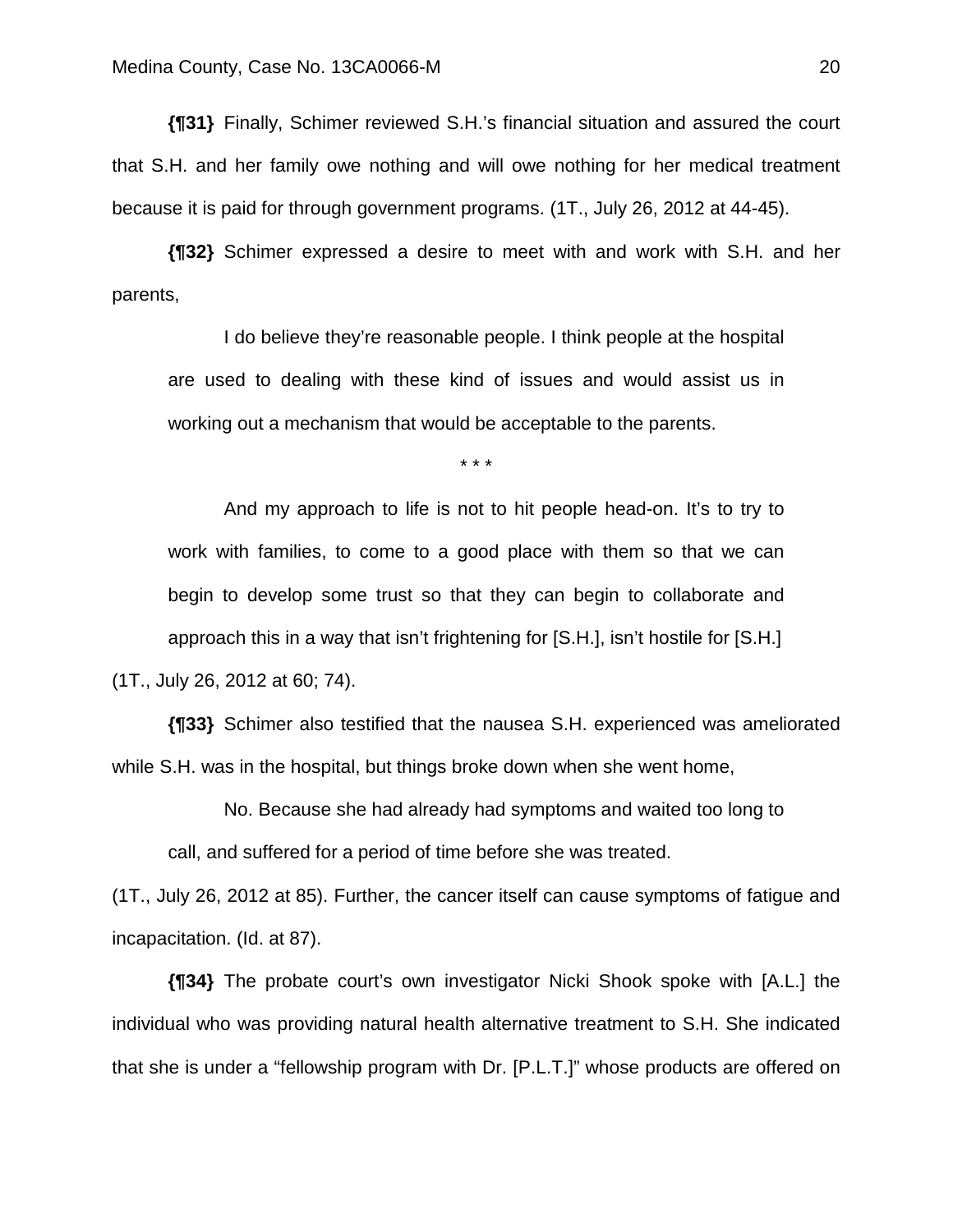**{¶31}** Finally, Schimer reviewed S.H.'s financial situation and assured the court that S.H. and her family owe nothing and will owe nothing for her medical treatment because it is paid for through government programs. (1T., July 26, 2012 at 44-45).

**{¶32}** Schimer expressed a desire to meet with and work with S.H. and her parents,

> I do believe they're reasonable people. I think people at the hospital are used to dealing with these kind of issues and would assist us in working out a mechanism that would be acceptable to the parents.
>
> \* \* \*
>
> And my approach to life is not to hit people head-on. It's to try to work with families, to come to a good place with them so that we can begin to develop some trust so that they can begin to collaborate and approach this in a way that isn't frightening for [S.H.], isn't hostile for [S.H.]

(1T., July 26, 2012 at 60; 74).

**{¶33}** Schimer also testified that the nausea S.H. experienced was ameliorated while S.H. was in the hospital, but things broke down when she went home,

> No. Because she had already had symptoms and waited too long to call, and suffered for a period of time before she was treated.

(1T., July 26, 2012 at 85). Further, the cancer itself can cause symptoms of fatigue and incapacitation. (Id. at 87).

**{¶34}** The probate court's own investigator Nicki Shook spoke with [A.L.] the individual who was providing natural health alternative treatment to S.H. She indicated that she is under a "fellowship program with Dr. [P.L.T.]" whose products are offered on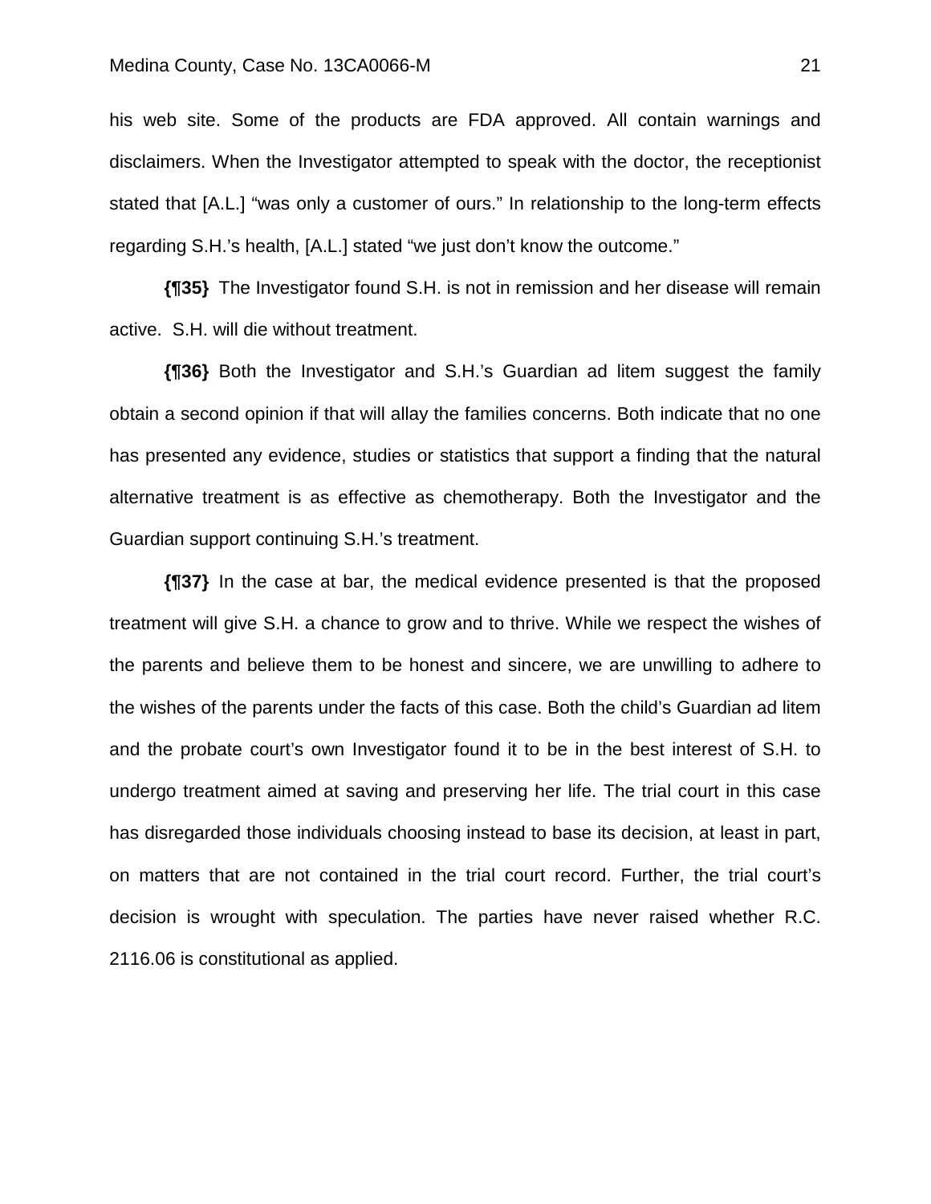his web site. Some of the products are FDA approved. All contain warnings and disclaimers. When the Investigator attempted to speak with the doctor, the receptionist stated that [A.L.] "was only a customer of ours." In relationship to the long-term effects regarding S.H.'s health, [A.L.] stated "we just don't know the outcome."

**{¶35}** The Investigator found S.H. is not in remission and her disease will remain active. S.H. will die without treatment.

**{¶36}** Both the Investigator and S.H.'s Guardian ad litem suggest the family obtain a second opinion if that will allay the families concerns. Both indicate that no one has presented any evidence, studies or statistics that support a finding that the natural alternative treatment is as effective as chemotherapy. Both the Investigator and the Guardian support continuing S.H.'s treatment.

**{¶37}** In the case at bar, the medical evidence presented is that the proposed treatment will give S.H. a chance to grow and to thrive. While we respect the wishes of the parents and believe them to be honest and sincere, we are unwilling to adhere to the wishes of the parents under the facts of this case. Both the child's Guardian ad litem and the probate court's own Investigator found it to be in the best interest of S.H. to undergo treatment aimed at saving and preserving her life. The trial court in this case has disregarded those individuals choosing instead to base its decision, at least in part, on matters that are not contained in the trial court record. Further, the trial court's decision is wrought with speculation. The parties have never raised whether R.C. 2116.06 is constitutional as applied.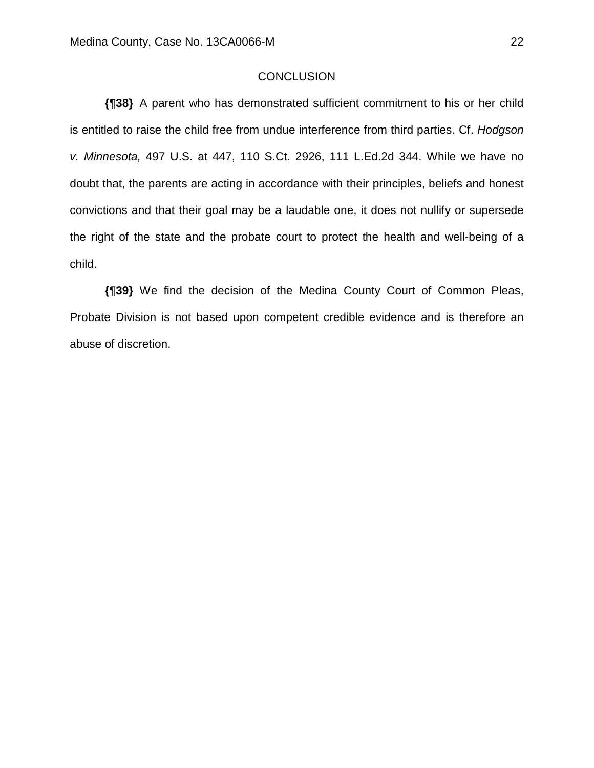## CONCLUSION

**{¶38}** A parent who has demonstrated sufficient commitment to his or her child is entitled to raise the child free from undue interference from third parties. Cf. *Hodgson v. Minnesota,* 497 U.S. at 447, 110 S.Ct. 2926, 111 L.Ed.2d 344. While we have no doubt that, the parents are acting in accordance with their principles, beliefs and honest convictions and that their goal may be a laudable one, it does not nullify or supersede the right of the state and the probate court to protect the health and well-being of a child.

**{¶39}** We find the decision of the Medina County Court of Common Pleas, Probate Division is not based upon competent credible evidence and is therefore an abuse of discretion.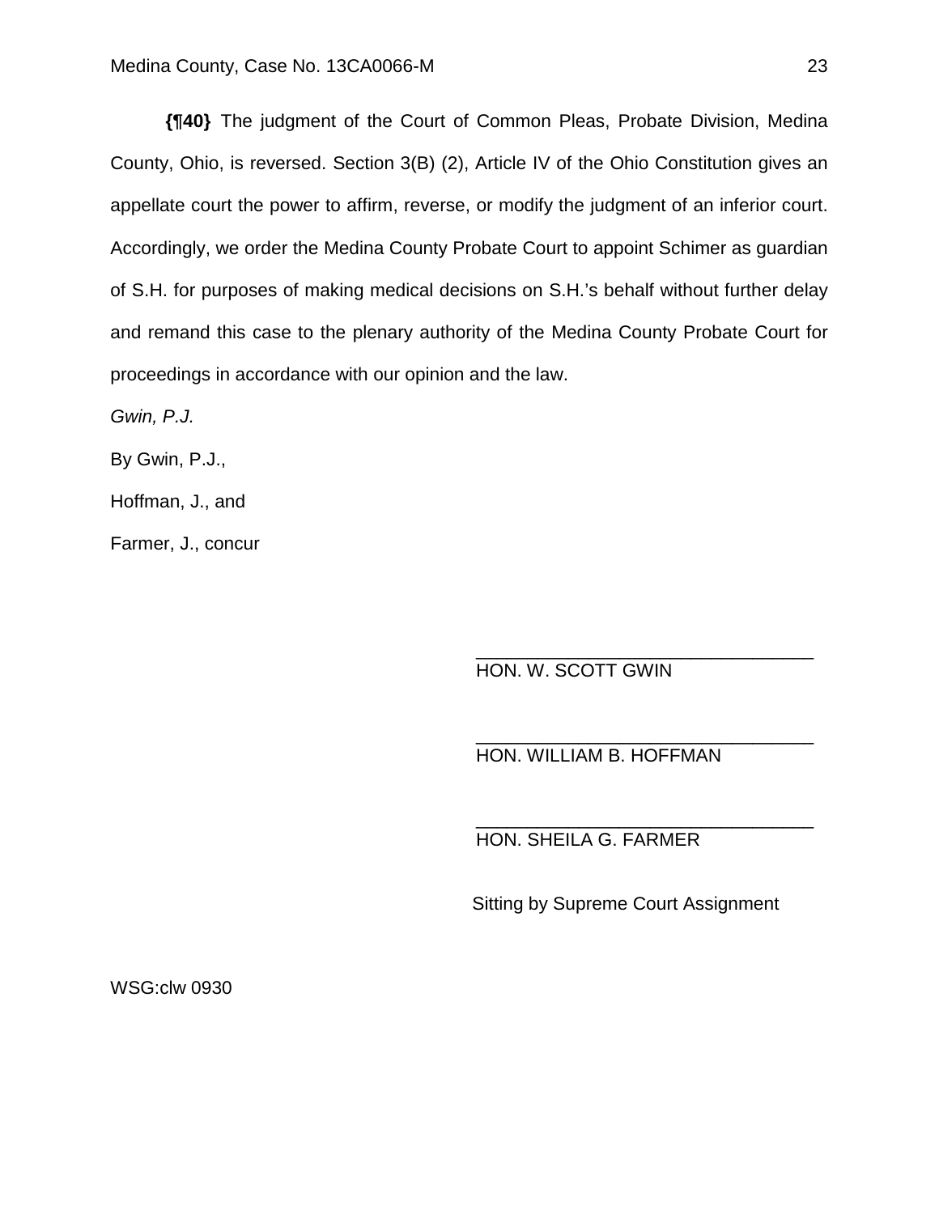**{¶40}** The judgment of the Court of Common Pleas, Probate Division, Medina County, Ohio, is reversed. Section 3(B) (2), Article IV of the Ohio Constitution gives an appellate court the power to affirm, reverse, or modify the judgment of an inferior court. Accordingly, we order the Medina County Probate Court to appoint Schimer as guardian of S.H. for purposes of making medical decisions on S.H.'s behalf without further delay and remand this case to the plenary authority of the Medina County Probate Court for proceedings in accordance with our opinion and the law.

*Gwin, P.J.*

By Gwin, P.J.,

Hoffman, J., and

Farmer, J., concur

_________________________________
HON. W. SCOTT GWIN

_________________________________
HON. WILLIAM B. HOFFMAN

_________________________________
HON. SHEILA G. FARMER

Sitting by Supreme Court Assignment

WSG:clw 0930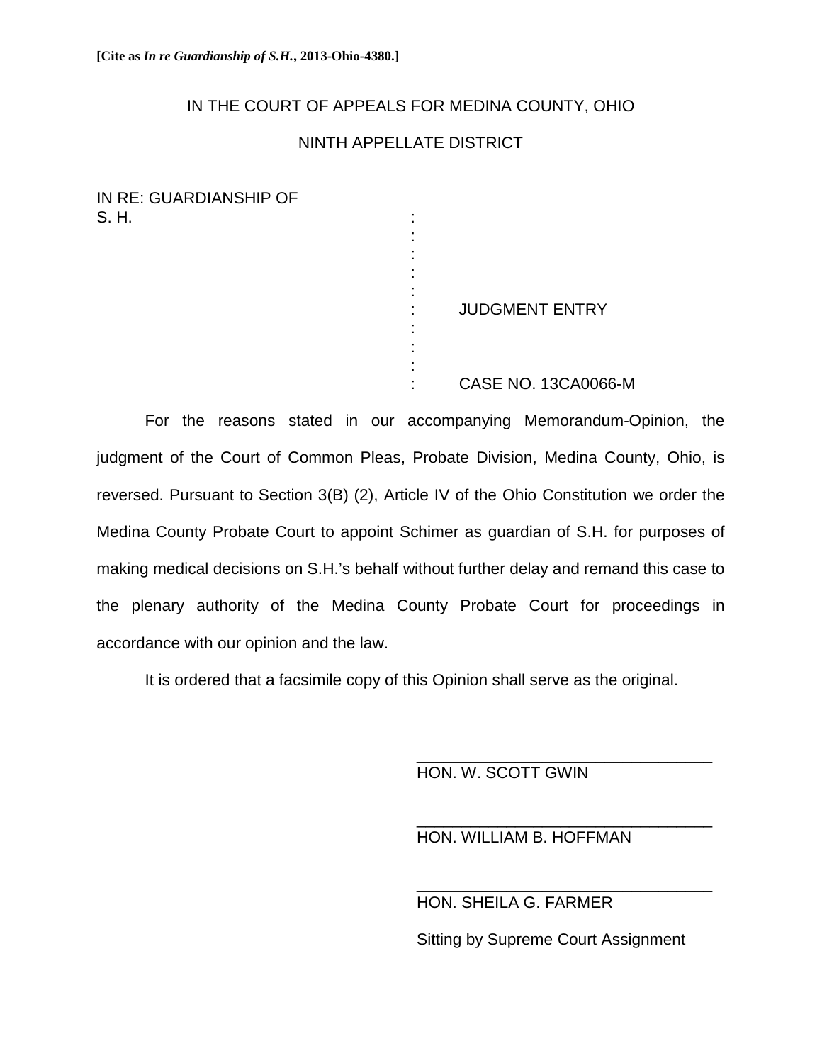[Cite as *In re Guardianship of S.H.*, 2013-Ohio-4380.]

IN THE COURT OF APPEALS FOR MEDINA COUNTY, OHIO

NINTH APPELLATE DISTRICT

IN RE: GUARDIANSHIP OF S. H.

JUDGMENT ENTRY

CASE NO. 13CA0066-M

For the reasons stated in our accompanying Memorandum-Opinion, the judgment of the Court of Common Pleas, Probate Division, Medina County, Ohio, is reversed. Pursuant to Section 3(B) (2), Article IV of the Ohio Constitution we order the Medina County Probate Court to appoint Schimer as guardian of S.H. for purposes of making medical decisions on S.H.'s behalf without further delay and remand this case to the plenary authority of the Medina County Probate Court for proceedings in accordance with our opinion and the law.

It is ordered that a facsimile copy of this Opinion shall serve as the original.

\_\_\_\_\_\_\_\_\_\_\_\_\_\_\_\_\_\_\_\_\_\_\_\_\_\_\_\_\_\_\_\_\_\_
HON. W. SCOTT GWIN

\_\_\_\_\_\_\_\_\_\_\_\_\_\_\_\_\_\_\_\_\_\_\_\_\_\_\_\_\_\_\_\_\_\_
HON. WILLIAM B. HOFFMAN

\_\_\_\_\_\_\_\_\_\_\_\_\_\_\_\_\_\_\_\_\_\_\_\_\_\_\_\_\_\_\_\_\_\_
HON. SHEILA G. FARMER

Sitting by Supreme Court Assignment